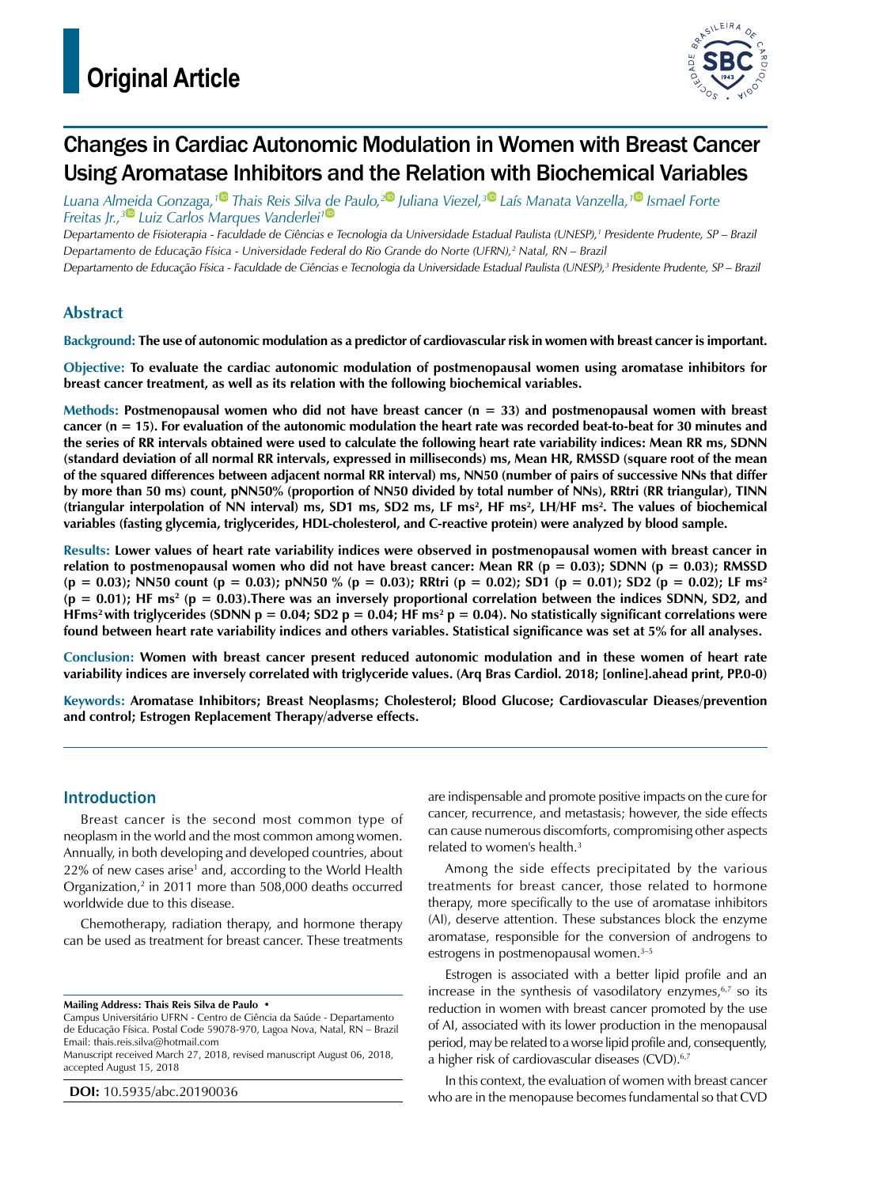Original Article

# Changes in Cardiac Autonomic Modulation in Women with Breast Cancer Using Aromatase Inhibitors and the Relation with Biochemical Variables

*Luana Almeida Gonzaga,[1] Thais Reis Silva de Paulo,[2] Juliana Viezel,[3] Laís Manata Vanzella,[1] Ismael Forte Freitas Jr.,[3] Luiz Carlos Marques Vanderlei[1]*

*Departamento de Fisioterapia - Faculdade de Ciências e Tecnologia da Universidade Estadual Paulista (UNESP),[1] Presidente Prudente, SP – Brazil*
*Departamento de Educação Física - Universidade Federal do Rio Grande do Norte (UFRN),[2] Natal, RN – Brazil*
*Departamento de Educação Física - Faculdade de Ciências e Tecnologia da Universidade Estadual Paulista (UNESP),[3] Presidente Prudente, SP – Brazil*

## Abstract

**Background: The use of autonomic modulation as a predictor of cardiovascular risk in women with breast cancer is important.**

**Objective: To evaluate the cardiac autonomic modulation of postmenopausal women using aromatase inhibitors for breast cancer treatment, as well as its relation with the following biochemical variables.**

**Methods: Postmenopausal women who did not have breast cancer (n = 33) and postmenopausal women with breast cancer (n = 15). For evaluation of the autonomic modulation the heart rate was recorded beat-to-beat for 30 minutes and the series of RR intervals obtained were used to calculate the following heart rate variability indices: Mean RR ms, SDNN (standard deviation of all normal RR intervals, expressed in milliseconds) ms, Mean HR, RMSSD (square root of the mean of the squared differences between adjacent normal RR interval) ms, NN50 (number of pairs of successive NNs that differ by more than 50 ms) count, pNN50% (proportion of NN50 divided by total number of NNs), RRtri (RR triangular), TINN (triangular interpolation of NN interval) ms, SD1 ms, SD2 ms, LF ms², HF ms², LH/HF ms². The values of biochemical variables (fasting glycemia, triglycerides, HDL-cholesterol, and C-reactive protein) were analyzed by blood sample.**

**Results: Lower values of heart rate variability indices were observed in postmenopausal women with breast cancer in relation to postmenopausal women who did not have breast cancer: Mean RR (p = 0.03); SDNN (p = 0.03); RMSSD (p = 0.03); NN50 count (p = 0.03); pNN50 % (p = 0.03); RRtri (p = 0.02); SD1 (p = 0.01); SD2 (p = 0.02); LF ms² (p = 0.01); HF ms² (p = 0.03).There was an inversely proportional correlation between the indices SDNN, SD2, and HFms² with triglycerides (SDNN p = 0.04; SD2 p = 0.04; HF ms² p = 0.04). No statistically significant correlations were found between heart rate variability indices and others variables. Statistical significance was set at 5% for all analyses.**

**Conclusion: Women with breast cancer present reduced autonomic modulation and in these women of heart rate variability indices are inversely correlated with triglyceride values. (Arq Bras Cardiol. 2018; [online].ahead print, PP.0-0)**

**Keywords: Aromatase Inhibitors; Breast Neoplasms; Cholesterol; Blood Glucose; Cardiovascular Dieases/prevention and control; Estrogen Replacement Therapy/adverse effects.**

## Introduction

Breast cancer is the second most common type of neoplasm in the world and the most common among women. Annually, in both developing and developed countries, about 22% of new cases arise[1] and, according to the World Health Organization,[2] in 2011 more than 508,000 deaths occurred worldwide due to this disease.

Chemotherapy, radiation therapy, and hormone therapy can be used as treatment for breast cancer. These treatments are indispensable and promote positive impacts on the cure for cancer, recurrence, and metastasis; however, the side effects can cause numerous discomforts, compromising other aspects related to women's health.[3]

Among the side effects precipitated by the various treatments for breast cancer, those related to hormone therapy, more specifically to the use of aromatase inhibitors (AI), deserve attention. These substances block the enzyme aromatase, responsible for the conversion of androgens to estrogens in postmenopausal women.[3–5]

Estrogen is associated with a better lipid profile and an increase in the synthesis of vasodilatory enzymes,[6,7] so its reduction in women with breast cancer promoted by the use of AI, associated with its lower production in the menopausal period, may be related to a worse lipid profile and, consequently, a higher risk of cardiovascular diseases (CVD).[6,7]

In this context, the evaluation of women with breast cancer who are in the menopause becomes fundamental so that CVD

**Mailing Address: Thais Reis Silva de Paulo •**
Campus Universitário UFRN - Centro de Ciência da Saúde - Departamento de Educação Física. Postal Code 59078-970, Lagoa Nova, Natal, RN – Brazil
Email: thais.reis.silva@hotmail.com
Manuscript received March 27, 2018, revised manuscript August 06, 2018, accepted August 15, 2018

**DOI:** 10.5935/abc.20190036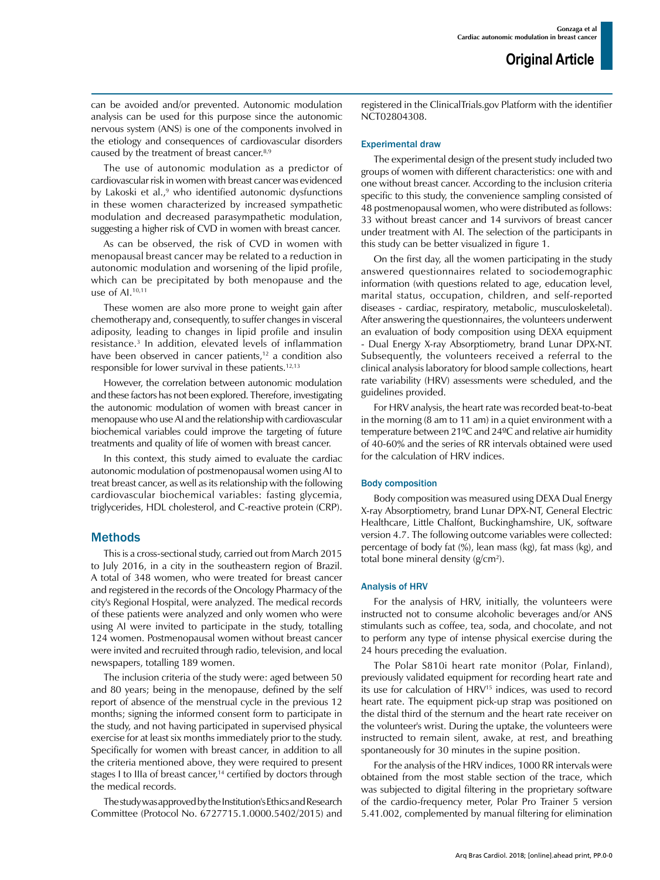can be avoided and/or prevented. Autonomic modulation analysis can be used for this purpose since the autonomic nervous system (ANS) is one of the components involved in the etiology and consequences of cardiovascular disorders caused by the treatment of breast cancer.[8,9]

The use of autonomic modulation as a predictor of cardiovascular risk in women with breast cancer was evidenced by Lakoski et al.,[9] who identified autonomic dysfunctions in these women characterized by increased sympathetic modulation and decreased parasympathetic modulation, suggesting a higher risk of CVD in women with breast cancer.

As can be observed, the risk of CVD in women with menopausal breast cancer may be related to a reduction in autonomic modulation and worsening of the lipid profile, which can be precipitated by both menopause and the use of AI.[10,11]

These women are also more prone to weight gain after chemotherapy and, consequently, to suffer changes in visceral adiposity, leading to changes in lipid profile and insulin resistance.[3] In addition, elevated levels of inflammation have been observed in cancer patients,[12] a condition also responsible for lower survival in these patients.[12,13]

However, the correlation between autonomic modulation and these factors has not been explored. Therefore, investigating the autonomic modulation of women with breast cancer in menopause who use AI and the relationship with cardiovascular biochemical variables could improve the targeting of future treatments and quality of life of women with breast cancer.

In this context, this study aimed to evaluate the cardiac autonomic modulation of postmenopausal women using AI to treat breast cancer, as well as its relationship with the following cardiovascular biochemical variables: fasting glycemia, triglycerides, HDL cholesterol, and C-reactive protein (CRP).

## Methods

This is a cross-sectional study, carried out from March 2015 to July 2016, in a city in the southeastern region of Brazil. A total of 348 women, who were treated for breast cancer and registered in the records of the Oncology Pharmacy of the city's Regional Hospital, were analyzed. The medical records of these patients were analyzed and only women who were using AI were invited to participate in the study, totalling 124 women. Postmenopausal women without breast cancer were invited and recruited through radio, television, and local newspapers, totalling 189 women.

The inclusion criteria of the study were: aged between 50 and 80 years; being in the menopause, defined by the self report of absence of the menstrual cycle in the previous 12 months; signing the informed consent form to participate in the study, and not having participated in supervised physical exercise for at least six months immediately prior to the study. Specifically for women with breast cancer, in addition to all the criteria mentioned above, they were required to present stages I to IIIa of breast cancer,[14] certified by doctors through the medical records.

The study was approved by the Institution's Ethics and Research Committee (Protocol No. 6727715.1.0000.5402/2015) and registered in the ClinicalTrials.gov Platform with the identifier NCT02804308.

### Experimental draw

The experimental design of the present study included two groups of women with different characteristics: one with and one without breast cancer. According to the inclusion criteria specific to this study, the convenience sampling consisted of 48 postmenopausal women, who were distributed as follows: 33 without breast cancer and 14 survivors of breast cancer under treatment with AI. The selection of the participants in this study can be better visualized in figure 1.

On the first day, all the women participating in the study answered questionnaires related to sociodemographic information (with questions related to age, education level, marital status, occupation, children, and self-reported diseases - cardiac, respiratory, metabolic, musculoskeletal). After answering the questionnaires, the volunteers underwent an evaluation of body composition using DEXA equipment - Dual Energy X-ray Absorptiometry, brand Lunar DPX-NT. Subsequently, the volunteers received a referral to the clinical analysis laboratory for blood sample collections, heart rate variability (HRV) assessments were scheduled, and the guidelines provided.

For HRV analysis, the heart rate was recorded beat-to-beat in the morning (8 am to 11 am) in a quiet environment with a temperature between 21ºC and 24ºC and relative air humidity of 40-60% and the series of RR intervals obtained were used for the calculation of HRV indices.

### Body composition

Body composition was measured using DEXA Dual Energy X-ray Absorptiometry, brand Lunar DPX-NT, General Electric Healthcare, Little Chalfont, Buckinghamshire, UK, software version 4.7. The following outcome variables were collected: percentage of body fat (%), lean mass (kg), fat mass (kg), and total bone mineral density (g/cm$^2$).

### Analysis of HRV

For the analysis of HRV, initially, the volunteers were instructed not to consume alcoholic beverages and/or ANS stimulants such as coffee, tea, soda, and chocolate, and not to perform any type of intense physical exercise during the 24 hours preceding the evaluation.

The Polar S810i heart rate monitor (Polar, Finland), previously validated equipment for recording heart rate and its use for calculation of HRV[15] indices, was used to record heart rate. The equipment pick-up strap was positioned on the distal third of the sternum and the heart rate receiver on the volunteer's wrist. During the uptake, the volunteers were instructed to remain silent, awake, at rest, and breathing spontaneously for 30 minutes in the supine position.

For the analysis of the HRV indices, 1000 RR intervals were obtained from the most stable section of the trace, which was subjected to digital filtering in the proprietary software of the cardio-frequency meter, Polar Pro Trainer 5 version 5.41.002, complemented by manual filtering for elimination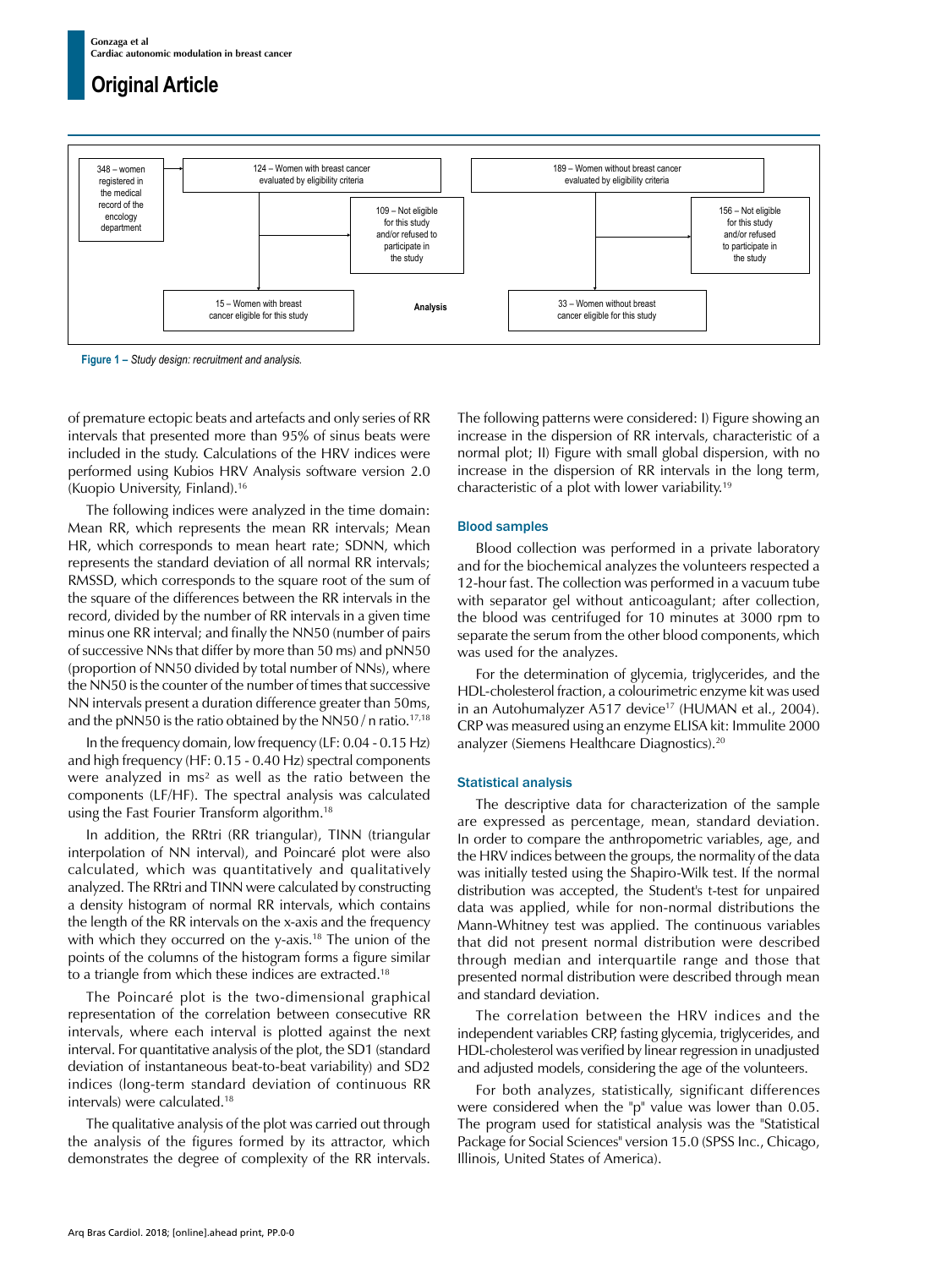348 – women registered in the medical record of the encology department

124 – Women with breast cancer evaluated by eligibility criteria

109 – Not eligible for this study and/or refused to participate in the study

15 – Women with breast cancer eligible for this study

Analysis

189 – Women without breast cancer evaluated by eligibility criteria

156 – Not eligible for this study and/or refused to participate in the study

33 – Women without breast cancer eligible for this study

**Figure 1 –** *Study design: recruitment and analysis.*

of premature ectopic beats and artefacts and only series of RR intervals that presented more than 95% of sinus beats were included in the study. Calculations of the HRV indices were performed using Kubios HRV Analysis software version 2.0 (Kuopio University, Finland).[16]

The following indices were analyzed in the time domain: Mean RR, which represents the mean RR intervals; Mean HR, which corresponds to mean heart rate; SDNN, which represents the standard deviation of all normal RR intervals; RMSSD, which corresponds to the square root of the sum of the square of the differences between the RR intervals in the record, divided by the number of RR intervals in a given time minus one RR interval; and finally the NN50 (number of pairs of successive NNs that differ by more than 50 ms) and pNN50 (proportion of NN50 divided by total number of NNs), where the NN50 is the counter of the number of times that successive NN intervals present a duration difference greater than 50ms, and the pNN50 is the ratio obtained by the NN50 / n ratio.[17,18]

In the frequency domain, low frequency (LF: 0.04 - 0.15 Hz) and high frequency (HF: 0.15 - 0.40 Hz) spectral components were analyzed in $ms^2$ as well as the ratio between the components (LF/HF). The spectral analysis was calculated using the Fast Fourier Transform algorithm.[18]

In addition, the RRtri (RR triangular), TINN (triangular interpolation of NN interval), and Poincaré plot were also calculated, which was quantitatively and qualitatively analyzed. The RRtri and TINN were calculated by constructing a density histogram of normal RR intervals, which contains the length of the RR intervals on the x-axis and the frequency with which they occurred on the y-axis.[18] The union of the points of the columns of the histogram forms a figure similar to a triangle from which these indices are extracted.[18]

The Poincaré plot is the two-dimensional graphical representation of the correlation between consecutive RR intervals, where each interval is plotted against the next interval. For quantitative analysis of the plot, the SD1 (standard deviation of instantaneous beat-to-beat variability) and SD2 indices (long-term standard deviation of continuous RR intervals) were calculated.[18]

The qualitative analysis of the plot was carried out through the analysis of the figures formed by its attractor, which demonstrates the degree of complexity of the RR intervals. The following patterns were considered: I) Figure showing an increase in the dispersion of RR intervals, characteristic of a normal plot; II) Figure with small global dispersion, with no increase in the dispersion of RR intervals in the long term, characteristic of a plot with lower variability.[19]

### Blood samples

Blood collection was performed in a private laboratory and for the biochemical analyzes the volunteers respected a 12-hour fast. The collection was performed in a vacuum tube with separator gel without anticoagulant; after collection, the blood was centrifuged for 10 minutes at 3000 rpm to separate the serum from the other blood components, which was used for the analyzes.

For the determination of glycemia, triglycerides, and the HDL-cholesterol fraction, a colourimetric enzyme kit was used in an Autohumalyzer A517 device[17] (HUMAN et al., 2004). CRP was measured using an enzyme ELISA kit: Immulite 2000 analyzer (Siemens Healthcare Diagnostics).[20]

### Statistical analysis

The descriptive data for characterization of the sample are expressed as percentage, mean, standard deviation. In order to compare the anthropometric variables, age, and the HRV indices between the groups, the normality of the data was initially tested using the Shapiro-Wilk test. If the normal distribution was accepted, the Student's t-test for unpaired data was applied, while for non-normal distributions the Mann-Whitney test was applied. The continuous variables that did not present normal distribution were described through median and interquartile range and those that presented normal distribution were described through mean and standard deviation.

The correlation between the HRV indices and the independent variables CRP, fasting glycemia, triglycerides, and HDL-cholesterol was verified by linear regression in unadjusted and adjusted models, considering the age of the volunteers.

For both analyzes, statistically, significant differences were considered when the "p" value was lower than 0.05. The program used for statistical analysis was the "Statistical Package for Social Sciences" version 15.0 (SPSS Inc., Chicago, Illinois, United States of America).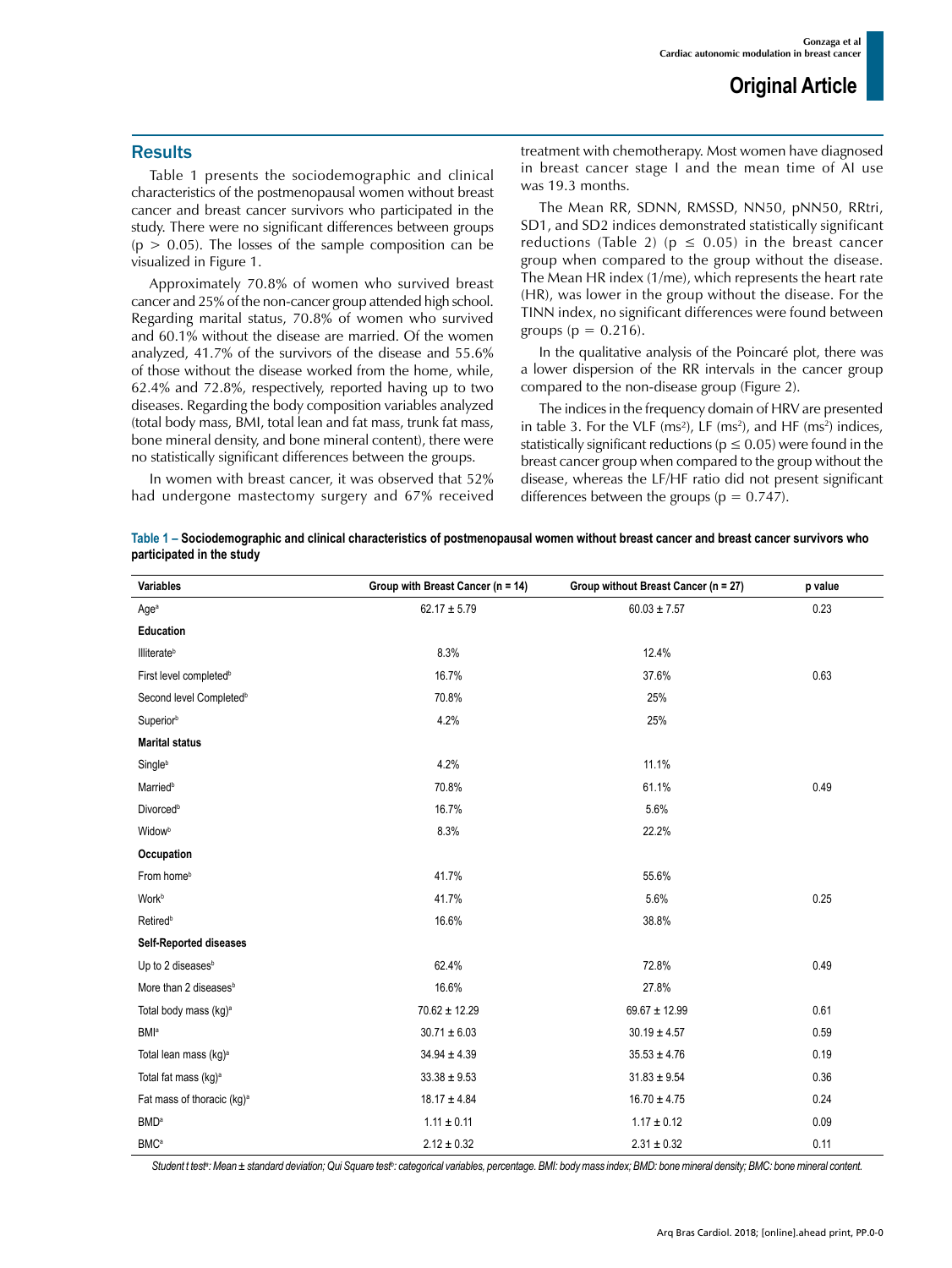## Results

Table 1 presents the sociodemographic and clinical characteristics of the postmenopausal women without breast cancer and breast cancer survivors who participated in the study. There were no significant differences between groups ($p > 0.05$). The losses of the sample composition can be visualized in Figure 1.

Approximately 70.8% of women who survived breast cancer and 25% of the non-cancer group attended high school. Regarding marital status, 70.8% of women who survived and 60.1% without the disease are married. Of the women analyzed, 41.7% of the survivors of the disease and 55.6% of those without the disease worked from the home, while, 62.4% and 72.8%, respectively, reported having up to two diseases. Regarding the body composition variables analyzed (total body mass, BMI, total lean and fat mass, trunk fat mass, bone mineral density, and bone mineral content), there were no statistically significant differences between the groups.

In women with breast cancer, it was observed that 52% had undergone mastectomy surgery and 67% received treatment with chemotherapy. Most women have diagnosed in breast cancer stage I and the mean time of AI use was 19.3 months.

The Mean RR, SDNN, RMSSD, NN50, pNN50, RRtri, SD1, and SD2 indices demonstrated statistically significant reductions (Table 2) ($p \leq 0.05$) in the breast cancer group when compared to the group without the disease. The Mean HR index (1/me), which represents the heart rate (HR), was lower in the group without the disease. For the TINN index, no significant differences were found between groups ($p = 0.216$).

In the qualitative analysis of the Poincaré plot, there was a lower dispersion of the RR intervals in the cancer group compared to the non-disease group (Figure 2).

The indices in the frequency domain of HRV are presented in table 3. For the VLF ($ms^2$), LF ($ms^2$), and HF ($ms^2$) indices, statistically significant reductions ($p \leq 0.05$) were found in the breast cancer group when compared to the group without the disease, whereas the LF/HF ratio did not present significant differences between the groups ($p = 0.747$).

**Table 1 – Sociodemographic and clinical characteristics of postmenopausal women without breast cancer and breast cancer survivors who participated in the study**

| Variables | Group with Breast Cancer (n = 14) | Group without Breast Cancer (n = 27) | p value |
|---|---|---|---|
| Age[a] | 62.17 ± 5.79 | 60.03 ± 7.57 | 0.23 |
| **Education** | | | |
| Illiterate[b] | 8.3% | 12.4% | |
| First level completed[b] | 16.7% | 37.6% | 0.63 |
| Second level Completed[b] | 70.8% | 25% | |
| Superior[b] | 4.2% | 25% | |
| **Marital status** | | | |
| Single[b] | 4.2% | 11.1% | |
| Married[b] | 70.8% | 61.1% | 0.49 |
| Divorced[b] | 16.7% | 5.6% | |
| Widow[b] | 8.3% | 22.2% | |
| **Occupation** | | | |
| From home[b] | 41.7% | 55.6% | |
| Work[b] | 41.7% | 5.6% | 0.25 |
| Retired[b] | 16.6% | 38.8% | |
| **Self-Reported diseases** | | | |
| Up to 2 diseases[b] | 62.4% | 72.8% | 0.49 |
| More than 2 diseases[b] | 16.6% | 27.8% | |
| Total body mass (kg)[a] | 70.62 ± 12.29 | 69.67 ± 12.99 | 0.61 |
| BMI[a] | 30.71 ± 6.03 | 30.19 ± 4.57 | 0.59 |
| Total lean mass (kg)[a] | 34.94 ± 4.39 | 35.53 ± 4.76 | 0.19 |
| Total fat mass (kg)[a] | 33.38 ± 9.53 | 31.83 ± 9.54 | 0.36 |
| Fat mass of thoracic (kg)[a] | 18.17 ± 4.84 | 16.70 ± 4.75 | 0.24 |
| BMD[a] | 1.11 ± 0.11 | 1.17 ± 0.12 | 0.09 |
| BMC[a] | 2.12 ± 0.32 | 2.31 ± 0.32 | 0.11 |

*Student t test[a]: Mean ± standard deviation; Qui Square test[b]: categorical variables, percentage. BMI: body mass index; BMD: bone mineral density; BMC: bone mineral content.*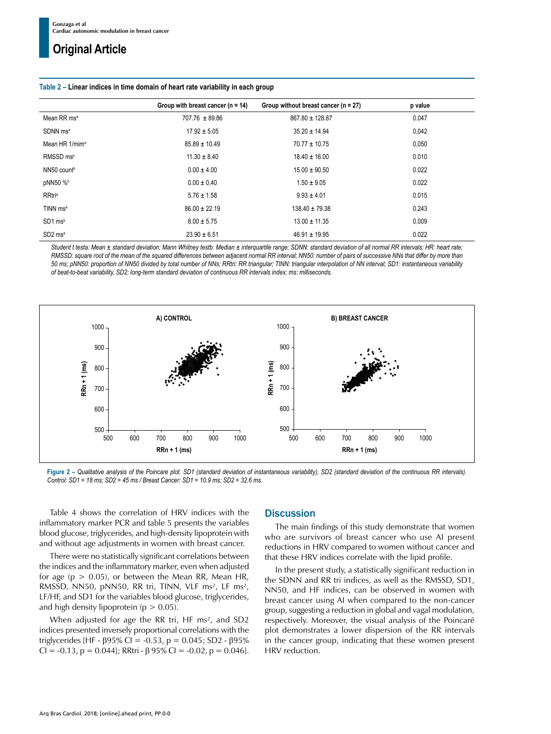**Table 2 – Linear indices in time domain of heart rate variability in each group**

| | Group with breast cancer (n = 14) | Group without breast cancer (n = 27) | p value |
|---|---|---|---|
| Mean RR ms[a] | 707.76 ± 89.86 | 867.80 ± 128.87 | 0.047 |
| SDNN ms[a] | 17.92 ± 5.05 | 35.20 ± 14.94 | 0,042 |
| Mean HR 1/mim[a] | 85.89 ± 10.49 | 70.77 ± 10.75 | 0,050 |
| RMSSD ms[b] | 11.30 ± 8.40 | 18.40 ± 16.00 | 0.010 |
| NN50 count[b] | 0.00 ± 4.00 | 15.00 ± 90.50 | 0.022 |
| pNN50 %[b] | 0.00 ± 0,40 | 1.50 ± 9.05 | 0.022 |
| RRtri[a] | 5.76 ± 1.58 | 9.93 ± 4.01 | 0.015 |
| TINN ms[a] | 86.00 ± 22.19 | 138.40 ± 79.38 | 0.243 |
| SD1 ms[b] | 8.00 ± 5.75 | 13.00 ± 11.35 | 0.009 |
| SD2 ms[a] | 23.90 ± 6.51 | 46.91 ± 19.95 | 0.022 |

*Student t testa: Mean ± standard deviation; Mann Whitney testb: Median ± interquartile range; SDNN: standard deviation of all normal RR intervals; HR: heart rate; RMSSD: square root of the mean of the squared differences between adjacent normal RR interval; NN50: number of pairs of successive NNs that differ by more than 50 ms; pNN50: proportion of NN50 divided by total number of NNs; RRtri: RR triangular; TINN: triangular interpolation of NN interval; SD1: instantaneous variability of beat-to-beat variability, SD2: long-term standard deviation of continuous RR intervals index; ms: milliseconds.*

**Figure 2** – *Qualitative analysis of the Poincare plot. SD1 (standard deviation of instantaneous variability), SD2 (standard deviation of the continuous RR intervals). Control: SD1 = 18 ms; SD2 = 45 ms / Breast Cancer: SD1 = 10.9 ms; SD2 = 32.6 ms.*

Table 4 shows the correlation of HRV indices with the inflammatory marker PCR and table 5 presents the variables blood glucose, triglycerides, and high-density lipoprotein with and without age adjustments in women with breast cancer.

There were no statistically significant correlations between the indices and the inflammatory marker, even when adjusted for age ($p > 0.05$), or between the Mean RR, Mean HR, RMSSD, NN50, pNN50, RR tri, TINN, VLF $ms^2$, LF $ms^2$, LF/HF, and SD1 for the variables blood glucose, triglycerides, and high density lipoprotein ($p > 0.05$).

When adjusted for age the RR tri, HF $ms^2$, and SD2 indices presented inversely proportional correlations with the triglycerides [HF - β95% CI = -0.53, p = 0.045; SD2 - β95% CI = -0.13, p = 0.044]; RRtri - β 95% CI = -0.02, p = 0.046].

## Discussion

The main findings of this study demonstrate that women who are survivors of breast cancer who use AI present reductions in HRV compared to women without cancer and that these HRV indices correlate with the lipid profile.

In the present study, a statistically significant reduction in the SDNN and RR tri indices, as well as the RMSSD, SD1, NN50, and HF indices, can be observed in women with breast cancer using AI when compared to the non-cancer group, suggesting a reduction in global and vagal modulation, respectively. Moreover, the visual analysis of the Poincaré plot demonstrates a lower dispersion of the RR intervals in the cancer group, indicating that these women present HRV reduction.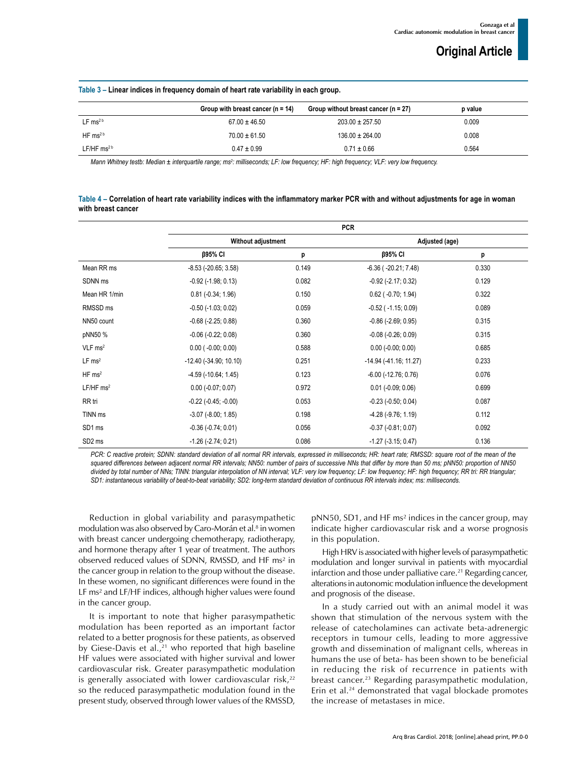**Table 3 – Linear indices in frequency domain of heart rate variability in each group.**

| | Group with breast cancer (n = 14) | Group without breast cancer (n = 27) | p value |
|---|---|---|---|
| LF ms[2 b] | 67.00 ± 46.50 | 203.00 ± 257.50 | 0.009 |
| HF ms[2 b] | 70.00 ± 61.50 | 136.00 ± 264.00 | 0.008 |
| LF/HF ms[2 b] | 0.47 ± 0.99 | 0.71 ± 0.66 | 0.564 |

*Mann Whitney testb: Median ± interquartile range; ms²: milliseconds; LF: low frequency; HF: high frequency; VLF: very low frequency.*

**Table 4 – Correlation of heart rate variability indices with the inflammatory marker PCR with and without adjustments for age in woman with breast cancer**

| | PCR | | | |
|---|---|---|---|---|
| | Without adjustment | | Adjusted (age) | |
| | β95% CI | p | β95% CI | p |
| Mean RR ms | -8.53 (-20.65; 3.58) | 0.149 | -6.36 ( -20.21; 7.48) | 0.330 |
| SDNN ms | -0.92 (-1.98; 0.13) | 0.082 | -0.92 (-2.17; 0.32) | 0.129 |
| Mean HR 1/min | 0.81 (-0.34; 1.96) | 0.150 | 0.62 ( -0.70; 1.94) | 0.322 |
| RMSSD ms | -0.50 (-1.03; 0.02) | 0.059 | -0.52 ( -1.15; 0.09) | 0.089 |
| NN50 count | -0.68 (-2.25; 0.88) | 0.360 | -0.86 (-2.69; 0.95) | 0.315 |
| pNN50 % | -0.06 (-0.22; 0.08) | 0.360 | -0.08 (-0.26; 0.09) | 0.315 |
| VLF ms² | 0.00 ( -0.00; 0.00) | 0.588 | 0.00 (-0.00; 0.00) | 0.685 |
| LF ms² | -12.40 (-34.90; 10.10) | 0.251 | -14.94 (-41.16; 11.27) | 0.233 |
| HF ms² | -4.59 (-10.64; 1.45) | 0.123 | -6.00 (-12.76; 0.76) | 0.076 |
| LF/HF ms² | 0.00 (-0.07; 0.07) | 0.972 | 0.01 (-0.09; 0.06) | 0.699 |
| RR tri | -0.22 (-0.45; -0.00) | 0.053 | -0.23 (-0.50; 0.04) | 0.087 |
| TINN ms | -3.07 (-8.00; 1.85) | 0.198 | -4.28 (-9.76; 1.19) | 0.112 |
| SD1 ms | -0.36 (-0.74; 0.01) | 0.056 | -0.37 (-0.81; 0.07) | 0.092 |
| SD2 ms | -1.26 (-2.74; 0.21) | 0.086 | -1.27 (-3.15; 0.47) | 0.136 |

*PCR: C reactive protein; SDNN: standard deviation of all normal RR intervals, expressed in milliseconds; HR: heart rate; RMSSD: square root of the mean of the squared differences between adjacent normal RR intervals; NN50: number of pairs of successive NNs that differ by more than 50 ms; pNN50: proportion of NN50 divided by total number of NNs; TINN: triangular interpolation of NN interval; VLF: very low frequency; LF: low frequency; HF: high frequency; RR tri: RR triangular; SD1: instantaneous variability of beat-to-beat variability; SD2: long-term standard deviation of continuous RR intervals index; ms: milliseconds.*

Reduction in global variability and parasympathetic modulation was also observed by Caro-Morán et al.[8] in women with breast cancer undergoing chemotherapy, radiotherapy, and hormone therapy after 1 year of treatment. The authors observed reduced values of SDNN, RMSSD, and HF ms² in the cancer group in relation to the group without the disease. In these women, no significant differences were found in the LF ms² and LF/HF indices, although higher values were found in the cancer group.

It is important to note that higher parasympathetic modulation has been reported as an important factor related to a better prognosis for these patients, as observed by Giese-Davis et al.,[21] who reported that high baseline HF values were associated with higher survival and lower cardiovascular risk. Greater parasympathetic modulation is generally associated with lower cardiovascular risk,[22] so the reduced parasympathetic modulation found in the present study, observed through lower values of the RMSSD, pNN50, SD1, and HF ms² indices in the cancer group, may indicate higher cardiovascular risk and a worse prognosis in this population.

High HRV is associated with higher levels of parasympathetic modulation and longer survival in patients with myocardial infarction and those under palliative care.[21] Regarding cancer, alterations in autonomic modulation influence the development and prognosis of the disease.

In a study carried out with an animal model it was shown that stimulation of the nervous system with the release of catecholamines can activate beta-adrenergic receptors in tumour cells, leading to more aggressive growth and dissemination of malignant cells, whereas in humans the use of beta- has been shown to be beneficial in reducing the risk of recurrence in patients with breast cancer.[23] Regarding parasympathetic modulation, Erin et al.[24] demonstrated that vagal blockade promotes the increase of metastases in mice.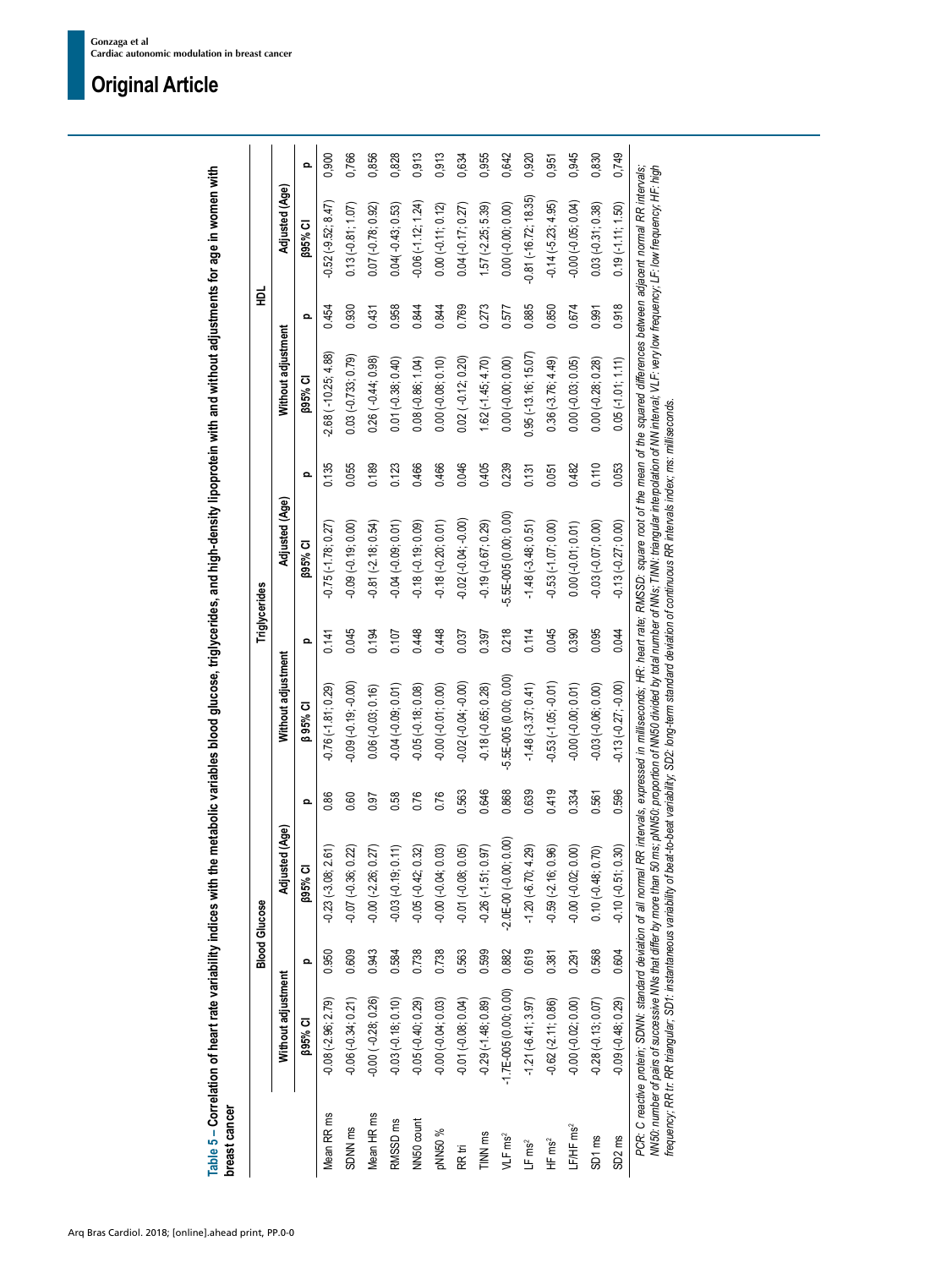**Table 5 – Correlation of heart rate variability indices with the metabolic variables blood glucose, triglycerides, and high-density lipoprotein with and without adjustments for age in women with breast cancer**

| | Blood Glucose | | | | Triglycerides | | | | HDL | | | |
|---|---|---|---|---|---|---|---|---|---|---|---|---|
| | Without adjustment | | Adjusted (Age) | | Without adjustment | | Adjusted (Age) | | Without adjustment | | Adjusted (Age) | |
| | β95% CI | p | β95% CI | p | β 95% CI | p | β95% CI | p | β95% CI | p | β95% CI | p |
| Mean RR ms | -0.08 (-2.96; 2.79) | 0.950 | -0.23 (-3.08; 2.61) | 0.86 | -0.76 (-1.81; 0.29) | 0.141 | -0.75 (-1.78; 0.27) | 0.135 | -2.68 (-10.25; 4.88) | 0.454 | -0.52 (-9.52; 8.47) | 0.900 |
| SDNN ms | -0.06 (-0.34; 0.21) | 0.609 | -0.07 (-0.36; 0.22) | 0.60 | -0.09 (-0.19; -0.00) | 0.045 | -0.09 (-0.19; 0.00) | 0.055 | 0.03 (-0.733; 0.79) | 0.930 | 0.13 (-0.81; 1.07) | 0.766 |
| Mean HR ms | -0.00 (-0.28; 0.26) | 0.943 | -0.00 (-2.26; 0.27) | 0.97 | 0.06 (-0.03; 0.16) | 0.194 | -0.81 (-2.18; 0.54) | 0.189 | 0.26 ( -0.44; 0.98) | 0.431 | 0.07 (-0.78; 0.92) | 0,856 |
| RMSSD ms | -0.03 (-0.18; 0.10) | 0.584 | -0.03 (-0.19; 0.11) | 0.58 | -0.04 (-0.09; 0.01) | 0.107 | -0.04 (-0.09; 0.01) | 0.123 | 0.01 (-0.38; 0.40) | 0.958 | 0.04( -0.43; 0.53) | 0,828 |
| NN50 count | -0.05 (-0.40; 0.29) | 0.738 | -0.05 (-0.42; 0.32) | 0.76 | -0.05 (-0.18; 0.08) | 0.448 | -0.18 (-0.19; 0.09) | 0.466 | 0.08 (-0.86; 1.04) | 0.844 | -0.06 (-1.12; 1.24) | 0,913 |
| pNN50 % | -0.00 (-0.04; 0.03) | 0.738 | -0.00 (-0.04; 0.03) | 0.76 | -0.00 (-0.01; 0.00) | 0.448 | -0.18 (-0.20; 0.01) | 0.466 | 0.00 (-0.08; 0.10) | 0.844 | 0.00 (-0.11; 0.12) | 0,913 |
| RR tri | -0.01 (-0.08; 0.04) | 0.563 | -0.01 (-0.08; 0.05) | 0.563 | -0.02 (-0.04; -0.00) | 0.037 | -0.02 (-0.04; -0.00) | 0.046 | 0.02 ( -0.12; 0.20) | 0.769 | 0.04 (-0.17; 0.27) | 0,634 |
| TINN ms | -0.29 (-1.48; 0.89) | 0.599 | -0.26 (-1.51; 0.97) | 0.646 | -0.18 (-0.65; 0.28) | 0.397 | -0.19 (-0.67; 0.29) | 0.405 | 1.62 (-1.45; 4.70) | 0.273 | 1.57 (-2.25; 5.39) | 0,955 |
| VLF ms² | -1.7E-005 (0.00; 0.00) | 0.882 | -2.0E-00 (-0.00; 0.00) | 0.868 | -5.5E-005 (0.00; 0.00) | 0.218 | -5.5E-005 (0.00; 0.00) | 0.239 | 0.00 (-0.00; 0.00) | 0.577 | 0.00 (-0.00; 0.00) | 0,642 |
| LF ms² | -1.21 (-6.41; 3.97) | 0.619 | -1.20 (-6.70; 4.29) | 0.639 | -1.48 (-3.37; 0.41) | 0.114 | -1.48 (-3.48; 0.51) | 0.131 | 0.95 (-13.16; 15.07) | 0.885 | -0.81 (-16.72; 18.35) | 0,920 |
| HF ms² | -0.62 (-2.11; 0.86) | 0.381 | -0.59 (-2.16; 0.96) | 0.419 | -0.53 (-1.05; -0.01) | 0.045 | -0.53 (-1.07; 0.00) | 0.051 | 0.36 (-3.76; 4.49) | 0.850 | -0.14 (-5.23; 4.95) | 0,951 |
| LF/HF ms² | -0.00 (-0.02; 0.00) | 0.291 | -0.00 (-0.02; 0.00) | 0.334 | -0.00 (-0.00; 0.01) | 0.390 | 0.00 (-0.01; 0.01) | 0.482 | 0.00 (-0.03; 0.05) | 0.674 | -0.00 (-0.05; 0.04) | 0,945 |
| SD1 ms | -0.28 (-0.13; 0.07) | 0.568 | 0.10 (-0.48; 0.70) | 0.561 | -0.03 (-0.06; 0.00) | 0.095 | -0.03 (-0.07; 0.00) | 0.110 | 0.00 (-0.28; 0.28) | 0.991 | 0.03 (-0.31; 0.38) | 0,830 |
| SD2 ms | -0.09 (-0.48; 0.29) | 0.604 | -0.10 (-0.51; 0.30) | 0.596 | -0.13 (-0.27; -0.00) | 0.044 | -0.13 (-0.27; 0.00) | 0.053 | 0.05 (-1.01; 1.11) | 0.918 | 0.19 (-1.11; 1.50) | 0,749 |

*PCR: C reactive protein; SDNN: standard deviation of all normal RR intervals, expressed in milliseconds; HR: heart rate; RMSSD: square root of the mean of the squared differences between adjacent normal RR intervals; NN50: number of pairs of successive NNs that differ by more than 50 ms; pNN50: proportion of NN50 divided by total number of NNs; TINN: triangular interpolation of NN interval; VLF: very low frequency; LF: low frequency; HF: high frequency; RR tri: RR triangular; SD1: instantaneous variability of beat-to-beat variability; SD2: long-term standard deviation of continuous RR intervals index; ms: milliseconds.*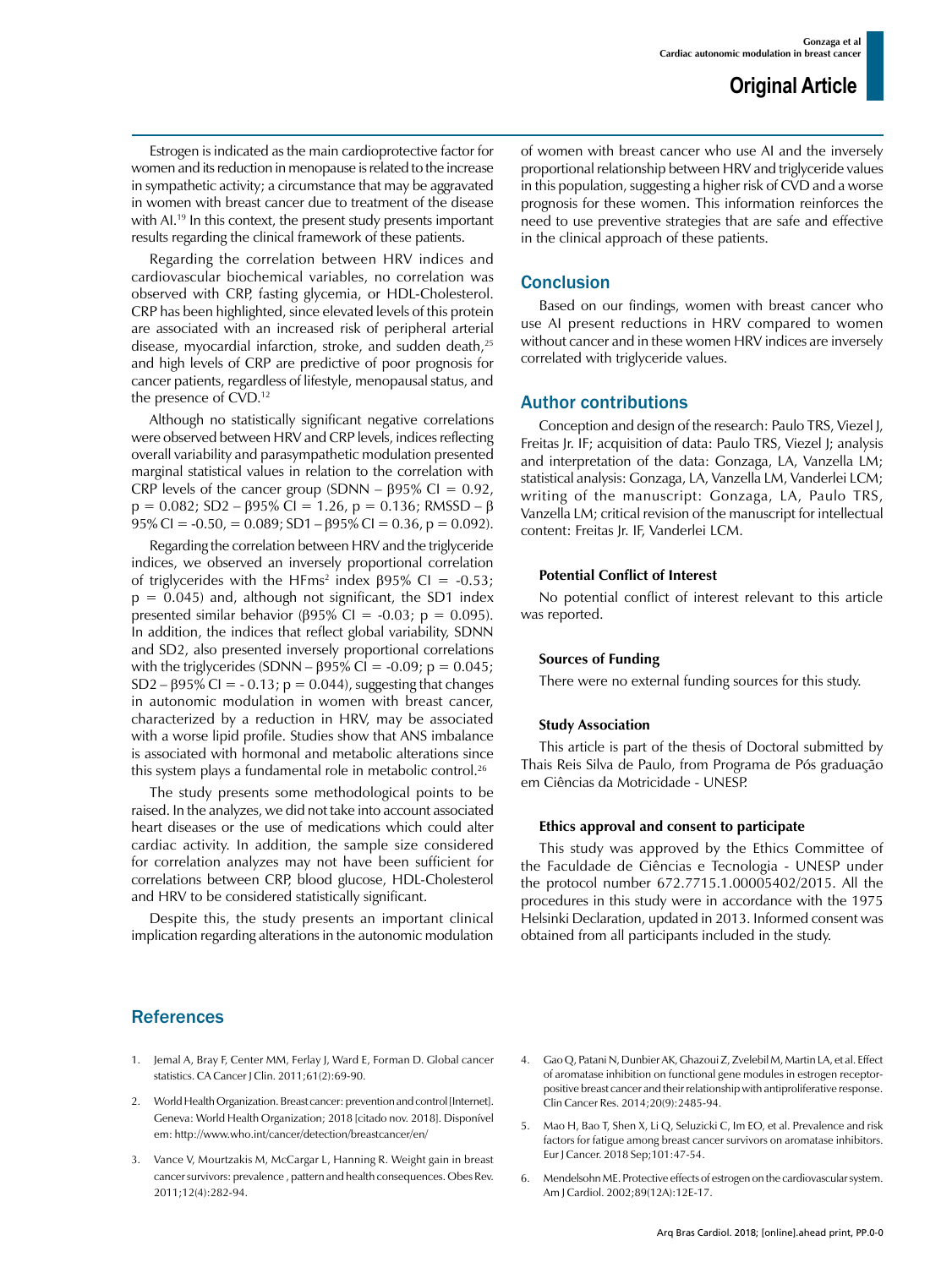Estrogen is indicated as the main cardioprotective factor for women and its reduction in menopause is related to the increase in sympathetic activity; a circumstance that may be aggravated in women with breast cancer due to treatment of the disease with AI.[19] In this context, the present study presents important results regarding the clinical framework of these patients.

Regarding the correlation between HRV indices and cardiovascular biochemical variables, no correlation was observed with CRP, fasting glycemia, or HDL-Cholesterol. CRP has been highlighted, since elevated levels of this protein are associated with an increased risk of peripheral arterial disease, myocardial infarction, stroke, and sudden death,[25] and high levels of CRP are predictive of poor prognosis for cancer patients, regardless of lifestyle, menopausal status, and the presence of CVD.[12]

Although no statistically significant negative correlations were observed between HRV and CRP levels, indices reflecting overall variability and parasympathetic modulation presented marginal statistical values in relation to the correlation with CRP levels of the cancer group (SDNN – β95% CI = 0.92, p = 0.082; SD2 – β95% CI = 1.26, p = 0.136; RMSSD – β 95% CI = -0.50, = 0.089; SD1 – β95% CI = 0.36, p = 0.092).

Regarding the correlation between HRV and the triglyceride indices, we observed an inversely proportional correlation of triglycerides with the HFms[2] index β95% CI = -0.53; p = 0.045) and, although not significant, the SD1 index presented similar behavior (β95% CI = -0.03; p = 0.095). In addition, the indices that reflect global variability, SDNN and SD2, also presented inversely proportional correlations with the triglycerides (SDNN – β95% CI = -0.09; p = 0.045; SD2 – β95% CI = - 0.13; p = 0.044), suggesting that changes in autonomic modulation in women with breast cancer, characterized by a reduction in HRV, may be associated with a worse lipid profile. Studies show that ANS imbalance is associated with hormonal and metabolic alterations since this system plays a fundamental role in metabolic control.[26]

The study presents some methodological points to be raised. In the analyzes, we did not take into account associated heart diseases or the use of medications which could alter cardiac activity. In addition, the sample size considered for correlation analyzes may not have been sufficient for correlations between CRP, blood glucose, HDL-Cholesterol and HRV to be considered statistically significant.

Despite this, the study presents an important clinical implication regarding alterations in the autonomic modulation of women with breast cancer who use AI and the inversely proportional relationship between HRV and triglyceride values in this population, suggesting a higher risk of CVD and a worse prognosis for these women. This information reinforces the need to use preventive strategies that are safe and effective in the clinical approach of these patients.

## Conclusion

Based on our findings, women with breast cancer who use AI present reductions in HRV compared to women without cancer and in these women HRV indices are inversely correlated with triglyceride values.

## Author contributions

Conception and design of the research: Paulo TRS, Viezel J, Freitas Jr. IF; acquisition of data: Paulo TRS, Viezel J; analysis and interpretation of the data: Gonzaga, LA, Vanzella LM; statistical analysis: Gonzaga, LA, Vanzella LM, Vanderlei LCM; writing of the manuscript: Gonzaga, LA, Paulo TRS, Vanzella LM; critical revision of the manuscript for intellectual content: Freitas Jr. IF, Vanderlei LCM.

#### Potential Conflict of Interest

No potential conflict of interest relevant to this article was reported.

#### Sources of Funding

There were no external funding sources for this study.

#### Study Association

This article is part of the thesis of Doctoral submitted by Thais Reis Silva de Paulo, from Programa de Pós graduação em Ciências da Motricidade - UNESP.

#### Ethics approval and consent to participate

This study was approved by the Ethics Committee of the Faculdade de Ciências e Tecnologia - UNESP under the protocol number 672.7715.1.00005402/2015. All the procedures in this study were in accordance with the 1975 Helsinki Declaration, updated in 2013. Informed consent was obtained from all participants included in the study.

## References

1. Jemal A, Bray F, Center MM, Ferlay J, Ward E, Forman D. Global cancer statistics. CA Cancer J Clin. 2011;61(2):69-90.
2. World Health Organization. Breast cancer: prevention and control [Internet]. Geneva: World Health Organization; 2018 [citado nov. 2018]. Disponível em: http://www.who.int/cancer/detection/breastcancer/en/
3. Vance V, Mourtzakis M, McCargar L, Hanning R. Weight gain in breast cancer survivors: prevalence , pattern and health consequences. Obes Rev. 2011;12(4):282-94.
4. Gao Q, Patani N, Dunbier AK, Ghazoui Z, Zvelebil M, Martin LA, et al. Effect of aromatase inhibition on functional gene modules in estrogen receptor-positive breast cancer and their relationship with antiproliferative response. Clin Cancer Res. 2014;20(9):2485-94.
5. Mao H, Bao T, Shen X, Li Q, Seluzicki C, Im EO, et al. Prevalence and risk factors for fatigue among breast cancer survivors on aromatase inhibitors. Eur J Cancer. 2018 Sep;101:47-54.
6. Mendelsohn ME. Protective effects of estrogen on the cardiovascular system. Am J Cardiol. 2002;89(12A):12E-17.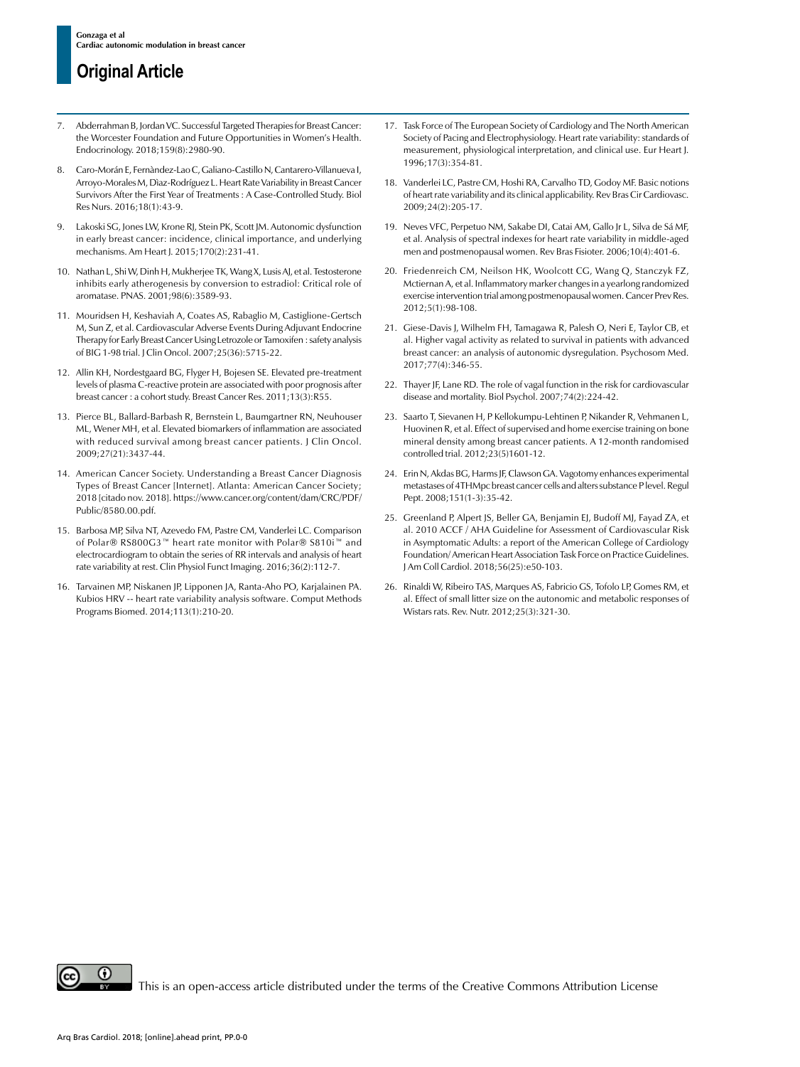7. Abderrahman B, Jordan VC. Successful Targeted Therapies for Breast Cancer: the Worcester Foundation and Future Opportunities in Women's Health. Endocrinology. 2018;159(8):2980-90.

8. Caro-Morán E, Fernàndez-Lao C, Galiano-Castillo N, Cantarero-Villanueva I, Arroyo-Morales M, Dìaz-Rodríguez L. Heart Rate Variability in Breast Cancer Survivors After the First Year of Treatments : A Case-Controlled Study. Biol Res Nurs. 2016;18(1):43-9.

9. Lakoski SG, Jones LW, Krone RJ, Stein PK, Scott JM. Autonomic dysfunction in early breast cancer: incidence, clinical importance, and underlying mechanisms. Am Heart J. 2015;170(2):231-41.

10. Nathan L, Shi W, Dinh H, Mukherjee TK, Wang X, Lusis AJ, et al. Testosterone inhibits early atherogenesis by conversion to estradiol: Critical role of aromatase. PNAS. 2001;98(6):3589-93.

11. Mouridsen H, Keshaviah A, Coates AS, Rabaglio M, Castiglione-Gertsch M, Sun Z, et al. Cardiovascular Adverse Events During Adjuvant Endocrine Therapy for Early Breast Cancer Using Letrozole or Tamoxifen : safety analysis of BIG 1-98 trial. J Clin Oncol. 2007;25(36):5715-22.

12. Allin KH, Nordestgaard BG, Flyger H, Bojesen SE. Elevated pre-treatment levels of plasma C-reactive protein are associated with poor prognosis after breast cancer : a cohort study. Breast Cancer Res. 2011;13(3):R55.

13. Pierce BL, Ballard-Barbash R, Bernstein L, Baumgartner RN, Neuhouser ML, Wener MH, et al. Elevated biomarkers of inflammation are associated with reduced survival among breast cancer patients. J Clin Oncol. 2009;27(21):3437-44.

14. American Cancer Society. Understanding a Breast Cancer Diagnosis Types of Breast Cancer [Internet]. Atlanta: American Cancer Society; 2018 [citado nov. 2018]. https://www.cancer.org/content/dam/CRC/PDF/Public/8580.00.pdf.

15. Barbosa MP, Silva NT, Azevedo FM, Pastre CM, Vanderlei LC. Comparison of Polar® RS800G3™ heart rate monitor with Polar® S810i™ and electrocardiogram to obtain the series of RR intervals and analysis of heart rate variability at rest. Clin Physiol Funct Imaging. 2016;36(2):112-7.

16. Tarvainen MP, Niskanen JP, Lipponen JA, Ranta-Aho PO, Karjalainen PA. Kubios HRV -- heart rate variability analysis software. Comput Methods Programs Biomed. 2014;113(1):210-20.

17. Task Force of The European Society of Cardiology and The North American Society of Pacing and Electrophysiology. Heart rate variability: standards of measurement, physiological interpretation, and clinical use. Eur Heart J. 1996;17(3):354-81.

18. Vanderlei LC, Pastre CM, Hoshi RA, Carvalho TD, Godoy MF. Basic notions of heart rate variability and its clinical applicability. Rev Bras Cir Cardiovasc. 2009;24(2):205-17.

19. Neves VFC, Perpetuo NM, Sakabe DI, Catai AM, Gallo Jr L, Silva de Sá MF, et al. Analysis of spectral indexes for heart rate variability in middle-aged men and postmenopausal women. Rev Bras Fisioter. 2006;10(4):401-6.

20. Friedenreich CM, Neilson HK, Woolcott CG, Wang Q, Stanczyk FZ, Mctiernan A, et al. Inflammatory marker changes in a yearlong randomized exercise intervention trial among postmenopausal women. Cancer Prev Res. 2012;5(1):98-108.

21. Giese-Davis J, Wilhelm FH, Tamagawa R, Palesh O, Neri E, Taylor CB, et al. Higher vagal activity as related to survival in patients with advanced breast cancer: an analysis of autonomic dysregulation. Psychosom Med. 2017;77(4):346-55.

22. Thayer JF, Lane RD. The role of vagal function in the risk for cardiovascular disease and mortality. Biol Psychol. 2007;74(2):224-42.

23. Saarto T, Sievanen H, P Kellokumpu-Lehtinen P, Nikander R, Vehmanen L, Huovinen R, et al. Effect of supervised and home exercise training on bone mineral density among breast cancer patients. A 12-month randomised controlled trial. 2012;23(5)1601-12.

24. Erin N, Akdas BG, Harms JF, Clawson GA. Vagotomy enhances experimental metastases of 4THMpc breast cancer cells and alters substance P level. Regul Pept. 2008;151(1-3):35-42.

25. Greenland P, Alpert JS, Beller GA, Benjamin EJ, Budoff MJ, Fayad ZA, et al. 2010 ACCF / AHA Guideline for Assessment of Cardiovascular Risk in Asymptomatic Adults: a report of the American College of Cardiology Foundation/ American Heart Association Task Force on Practice Guidelines. J Am Coll Cardiol. 2018;56(25):e50-103.

26. Rinaldi W, Ribeiro TAS, Marques AS, Fabricio GS, Tofolo LP, Gomes RM, et al. Effect of small litter size on the autonomic and metabolic responses of Wistars rats. Rev. Nutr. 2012;25(3):321-30.

This is an open-access article distributed under the terms of the Creative Commons Attribution License